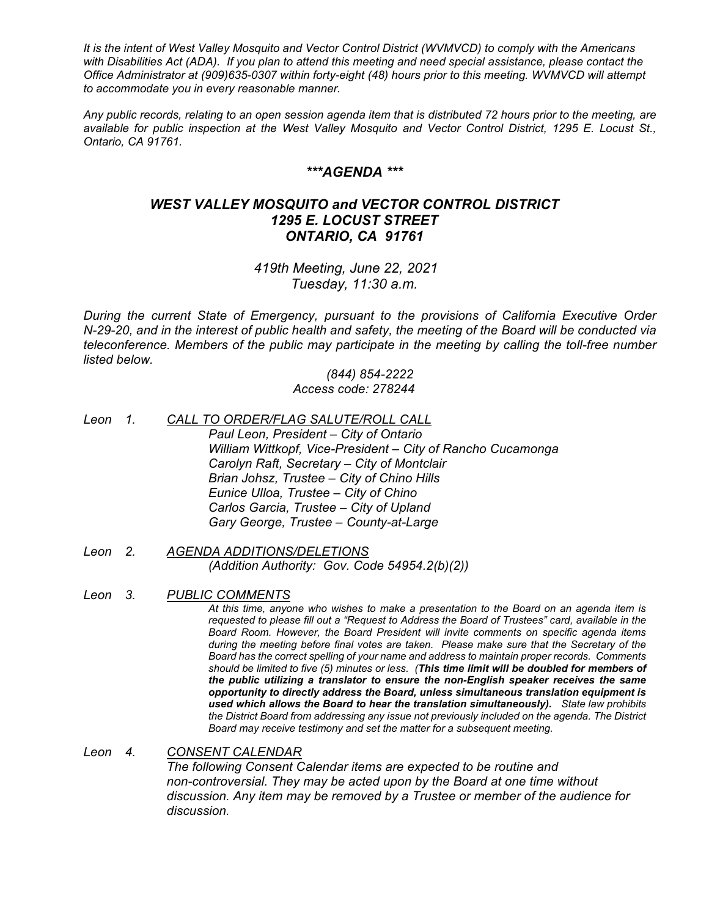*It is the intent of West Valley Mosquito and Vector Control District (WVMVCD) to comply with the Americans with Disabilities Act (ADA). If you plan to attend this meeting and need special assistance, please contact the Office Administrator at (909)635-0307 within forty-eight (48) hours prior to this meeting. WVMVCD will attempt to accommodate you in every reasonable manner.*

*Any public records, relating to an open session agenda item that is distributed 72 hours prior to the meeting, are available for public inspection at the West Valley Mosquito and Vector Control District, 1295 E. Locust St., Ontario, CA 91761.*

# ***\*\*\*AGENDA \*\*\****

## ***WEST VALLEY MOSQUITO and VECTOR CONTROL DISTRICT***
## ***1295 E. LOCUST STREET***
## ***ONTARIO, CA 91761***

*419th Meeting, June 22, 2021*
*Tuesday, 11:30 a.m.*

*During the current State of Emergency, pursuant to the provisions of California Executive Order N-29-20, and in the interest of public health and safety, the meeting of the Board will be conducted via teleconference. Members of the public may participate in the meeting by calling the toll-free number listed below.*

*(844) 854-2222*
*Access code: 278244*

*Leon 1. CALL TO ORDER/FLAG SALUTE/ROLL CALL*

*Paul Leon, President – City of Ontario*
*William Wittkopf, Vice-President – City of Rancho Cucamonga*
*Carolyn Raft, Secretary – City of Montclair*
*Brian Johsz, Trustee – City of Chino Hills*
*Eunice Ulloa, Trustee – City of Chino*
*Carlos Garcia, Trustee – City of Upland*
*Gary George, Trustee – County-at-Large*

*Leon 2. AGENDA ADDITIONS/DELETIONS*

*(Addition Authority: Gov. Code 54954.2(b)(2))*

*Leon 3. PUBLIC COMMENTS*

*At this time, anyone who wishes to make a presentation to the Board on an agenda item is requested to please fill out a "Request to Address the Board of Trustees" card, available in the Board Room. However, the Board President will invite comments on specific agenda items during the meeting before final votes are taken. Please make sure that the Secretary of the Board has the correct spelling of your name and address to maintain proper records. Comments should be limited to five (5) minutes or less. (**This time limit will be doubled for members of the public utilizing a translator to ensure the non-English speaker receives the same opportunity to directly address the Board, unless simultaneous translation equipment is used which allows the Board to hear the translation simultaneously).** State law prohibits the District Board from addressing any issue not previously included on the agenda. The District Board may receive testimony and set the matter for a subsequent meeting.*

*Leon 4. CONSENT CALENDAR*

*The following Consent Calendar items are expected to be routine and non-controversial. They may be acted upon by the Board at one time without discussion. Any item may be removed by a Trustee or member of the audience for discussion.*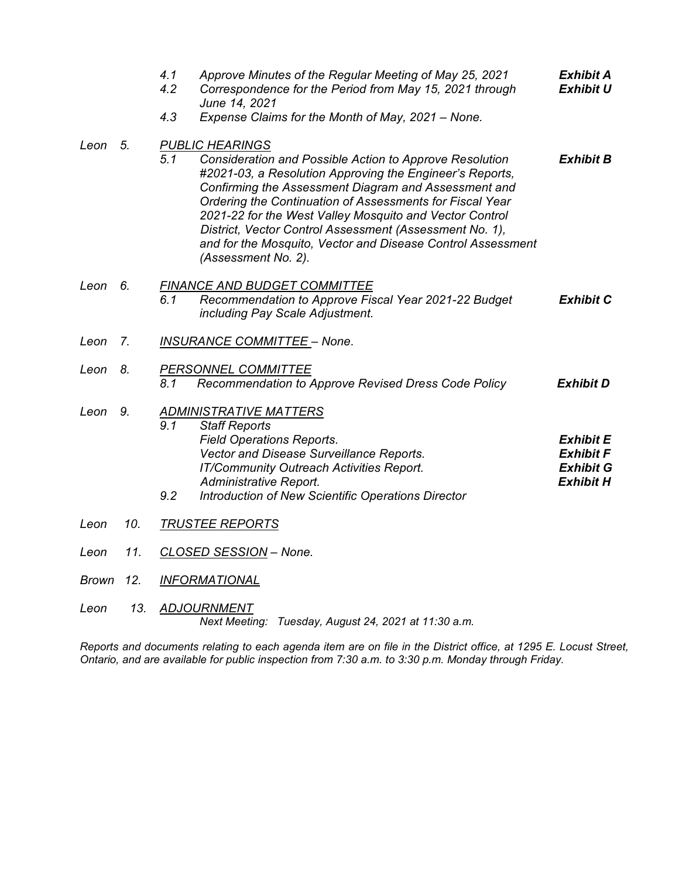*4.1 Approve Minutes of the Regular Meeting of May 25, 2021* ***Exhibit A***
*4.2 Correspondence for the Period from May 15, 2021 through June 14, 2021* ***Exhibit U***
*4.3 Expense Claims for the Month of May, 2021 – None.*

*Leon 5. <u>PUBLIC HEARINGS</u>*
*5.1 Consideration and Possible Action to Approve Resolution #2021-03, a Resolution Approving the Engineer's Reports, Confirming the Assessment Diagram and Assessment and Ordering the Continuation of Assessments for Fiscal Year 2021-22 for the West Valley Mosquito and Vector Control District, Vector Control Assessment (Assessment No. 1), and for the Mosquito, Vector and Disease Control Assessment (Assessment No. 2).* ***Exhibit B***

*Leon 6. <u>FINANCE AND BUDGET COMMITTEE</u>*
*6.1 Recommendation to Approve Fiscal Year 2021-22 Budget including Pay Scale Adjustment.* ***Exhibit C***

*Leon 7. <u>INSURANCE COMMITTEE</u> – None.*

*Leon 8. <u>PERSONNEL COMMITTEE</u>*
*8.1 Recommendation to Approve Revised Dress Code Policy* ***Exhibit D***

*Leon 9. <u>ADMINISTRATIVE MATTERS</u>*
*9.1 Staff Reports*
*Field Operations Reports.* ***Exhibit E***
*Vector and Disease Surveillance Reports.* ***Exhibit F***
*IT/Community Outreach Activities Report.* ***Exhibit G***
*Administrative Report.* ***Exhibit H***
*9.2 Introduction of New Scientific Operations Director*

*Leon 10. <u>TRUSTEE REPORTS</u>*

*Leon 11. <u>CLOSED SESSION</u> – None.*

*Brown 12. <u>INFORMATIONAL</u>*

*Leon 13. <u>ADJOURNMENT</u>*
*Next Meeting: Tuesday, August 24, 2021 at 11:30 a.m.*

*Reports and documents relating to each agenda item are on file in the District office, at 1295 E. Locust Street, Ontario, and are available for public inspection from 7:30 a.m. to 3:30 p.m. Monday through Friday.*